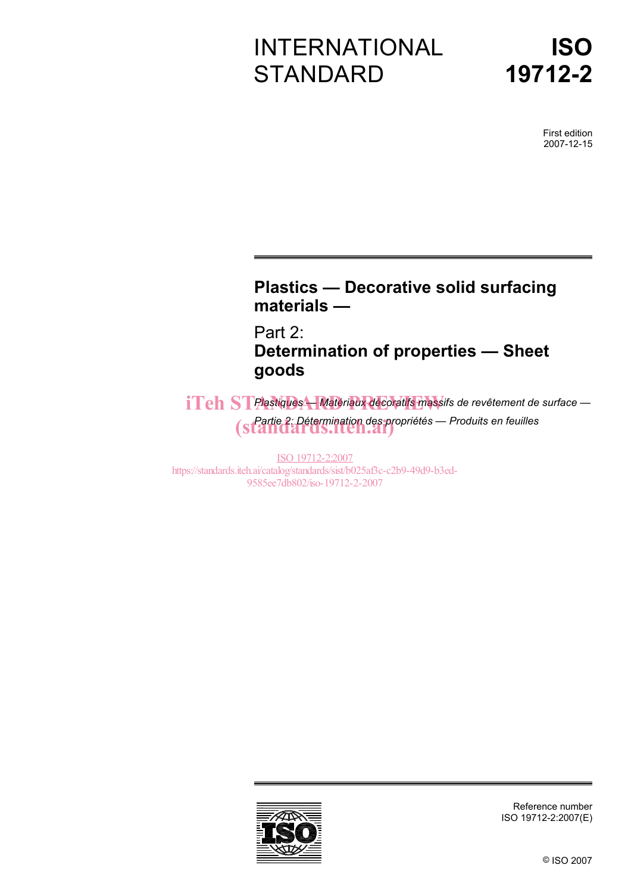# INTERNATIONAL STANDARD

# ISO 19712-2

First edition
2007-12-15

## Plastics — Decorative solid surfacing materials —

## Part 2:
## Determination of properties — Sheet goods

*Plastiques — Matériaux décoratifs massifs de revêtement de surface —*

*Partie 2: Détermination des propriétés — Produits en feuilles*

iTeh STANDARD PREVIEW
(standards.iteh.ai)

ISO 19712-2:2007
https://standards.iteh.ai/catalog/standards/sist/b025af3c-c2b9-49d9-b3ed-9585ee7db802/iso-19712-2-2007

Reference number
ISO 19712-2:2007(E)

© ISO 2007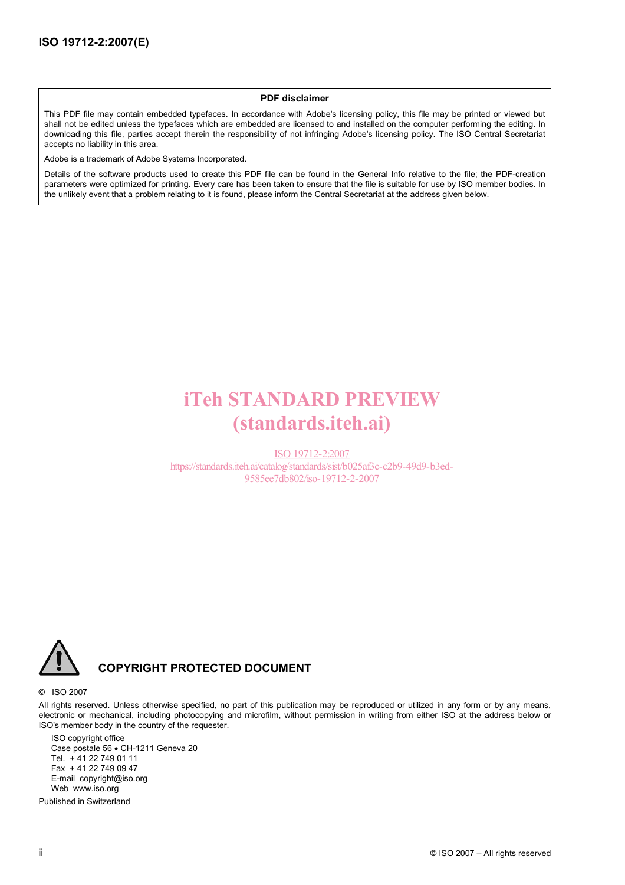**PDF disclaimer**

This PDF file may contain embedded typefaces. In accordance with Adobe's licensing policy, this file may be printed or viewed but shall not be edited unless the typefaces which are embedded are licensed to and installed on the computer performing the editing. In downloading this file, parties accept therein the responsibility of not infringing Adobe's licensing policy. The ISO Central Secretariat accepts no liability in this area.

Adobe is a trademark of Adobe Systems Incorporated.

Details of the software products used to create this PDF file can be found in the General Info relative to the file; the PDF-creation parameters were optimized for printing. Every care has been taken to ensure that the file is suitable for use by ISO member bodies. In the unlikely event that a problem relating to it is found, please inform the Central Secretariat at the address given below.

iTeh STANDARD PREVIEW
(standards.iteh.ai)

ISO 19712-2:2007
https://standards.iteh.ai/catalog/standards/sist/b025af3c-c2b9-49d9-b3ed-9585ee7db802/iso-19712-2-2007

**COPYRIGHT PROTECTED DOCUMENT**

© ISO 2007

All rights reserved. Unless otherwise specified, no part of this publication may be reproduced or utilized in any form or by any means, electronic or mechanical, including photocopying and microfilm, without permission in writing from either ISO at the address below or ISO's member body in the country of the requester.

ISO copyright office
Case postale 56 • CH-1211 Geneva 20
Tel. + 41 22 749 01 11
Fax + 41 22 749 09 47
E-mail copyright@iso.org
Web www.iso.org

Published in Switzerland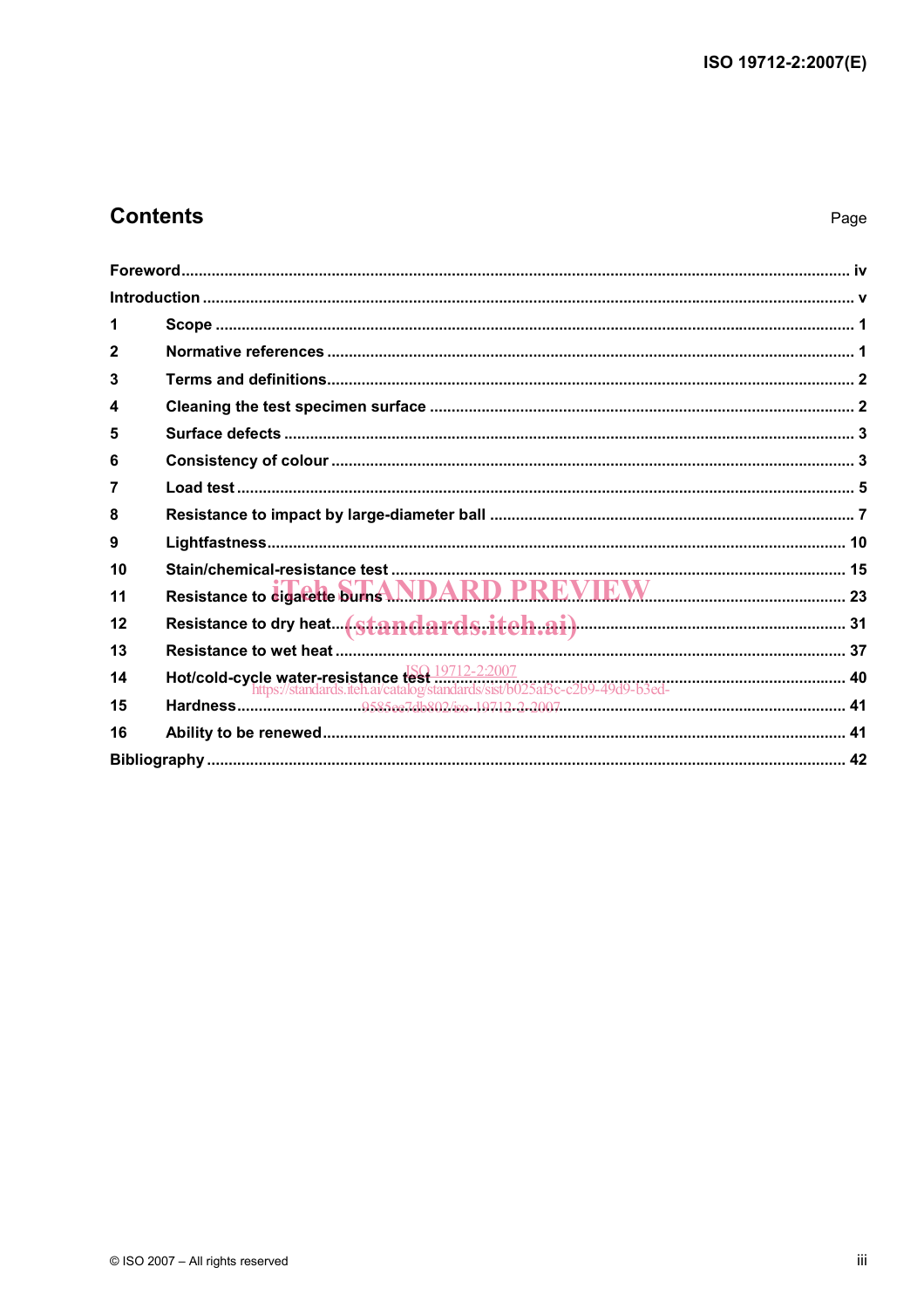## Contents

Page

Foreword ........................................................................................................................................ iv

Introduction ...................................................................................................................................... v

1 Scope ............................................................................................................................................ 1

2 Normative references ...................................................................................................................... 1

3 Terms and definitions ...................................................................................................................... 2

4 Cleaning the test specimen surface .................................................................................................. 2

5 Surface defects ............................................................................................................................... 3

6 Consistency of colour ...................................................................................................................... 3

7 Load test ......................................................................................................................................... 5

8 Resistance to impact by large-diameter ball ...................................................................................... 7

9 Lightfastness .................................................................................................................................. 10

10 Stain/chemical-resistance test ....................................................................................................... 15

11 Resistance to cigarette burns ......................................................................................................... 23

12 Resistance to dry heat .................................................................................................................... 31

13 Resistance to wet heat ................................................................................................................... 37

14 Hot/cold-cycle water-resistance test ............................................................................................... 40

15 Hardness ........................................................................................................................................ 41

16 Ability to be renewed ...................................................................................................................... 41

Bibliography ....................................................................................................................................... 42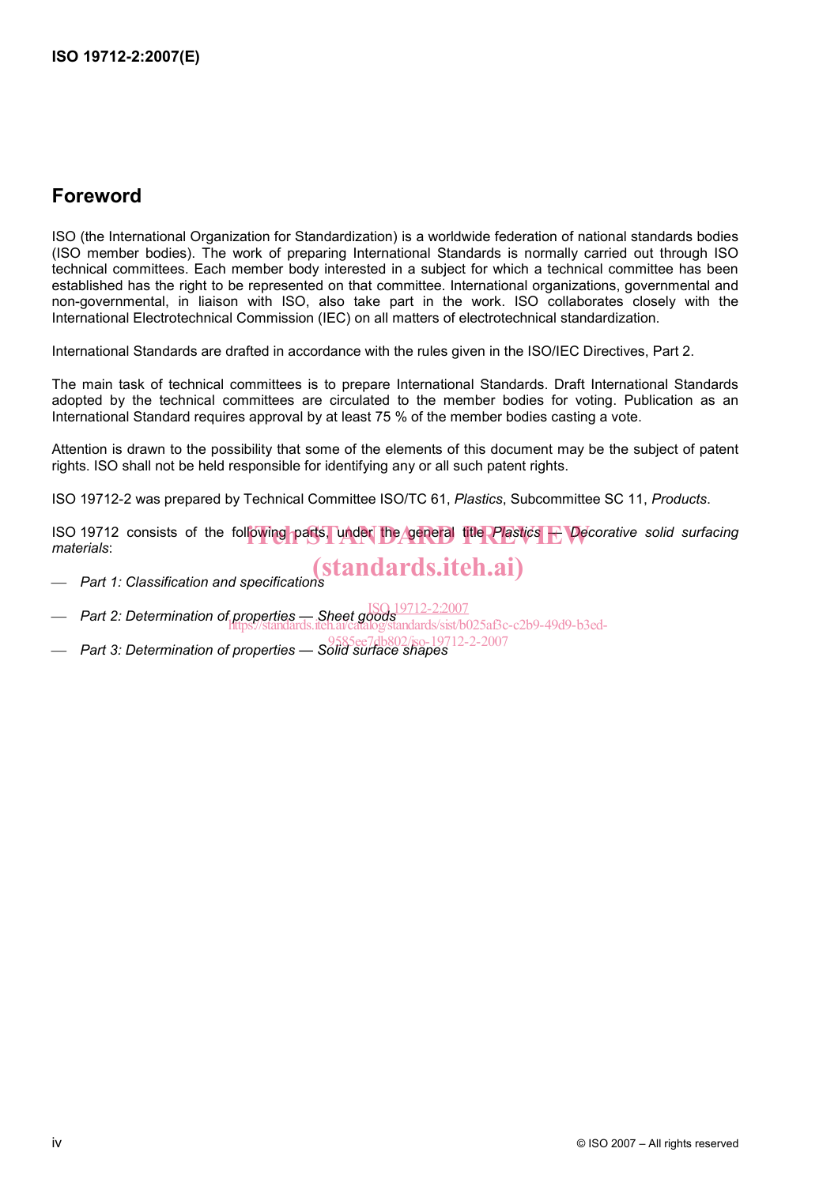## Foreword

ISO (the International Organization for Standardization) is a worldwide federation of national standards bodies (ISO member bodies). The work of preparing International Standards is normally carried out through ISO technical committees. Each member body interested in a subject for which a technical committee has been established has the right to be represented on that committee. International organizations, governmental and non-governmental, in liaison with ISO, also take part in the work. ISO collaborates closely with the International Electrotechnical Commission (IEC) on all matters of electrotechnical standardization.

International Standards are drafted in accordance with the rules given in the ISO/IEC Directives, Part 2.

The main task of technical committees is to prepare International Standards. Draft International Standards adopted by the technical committees are circulated to the member bodies for voting. Publication as an International Standard requires approval by at least 75 % of the member bodies casting a vote.

Attention is drawn to the possibility that some of the elements of this document may be the subject of patent rights. ISO shall not be held responsible for identifying any or all such patent rights.

ISO 19712-2 was prepared by Technical Committee ISO/TC 61, *Plastics*, Subcommittee SC 11, *Products*.

ISO 19712 consists of the following parts, under the general title *Plastics — Decorative solid surfacing materials*:

— *Part 1: Classification and specifications*

— *Part 2: Determination of properties — Sheet goods*

— *Part 3: Determination of properties — Solid surface shapes*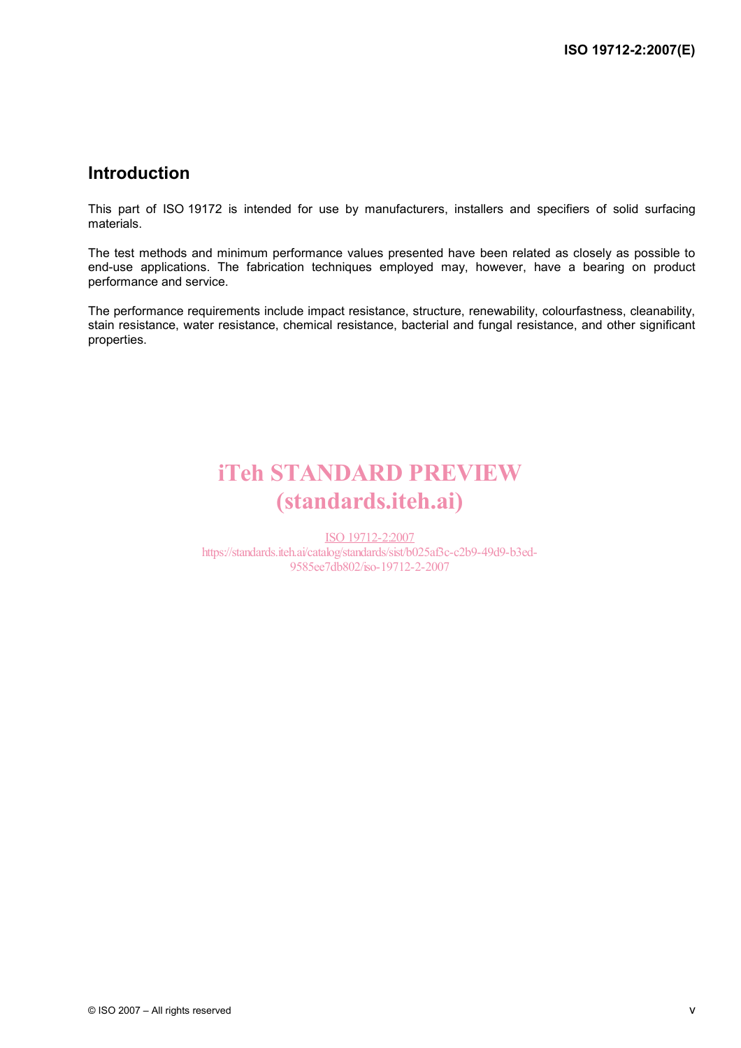## Introduction

This part of ISO 19172 is intended for use by manufacturers, installers and specifiers of solid surfacing materials.

The test methods and minimum performance values presented have been related as closely as possible to end-use applications. The fabrication techniques employed may, however, have a bearing on product performance and service.

The performance requirements include impact resistance, structure, renewability, colourfastness, cleanability, stain resistance, water resistance, chemical resistance, bacterial and fungal resistance, and other significant properties.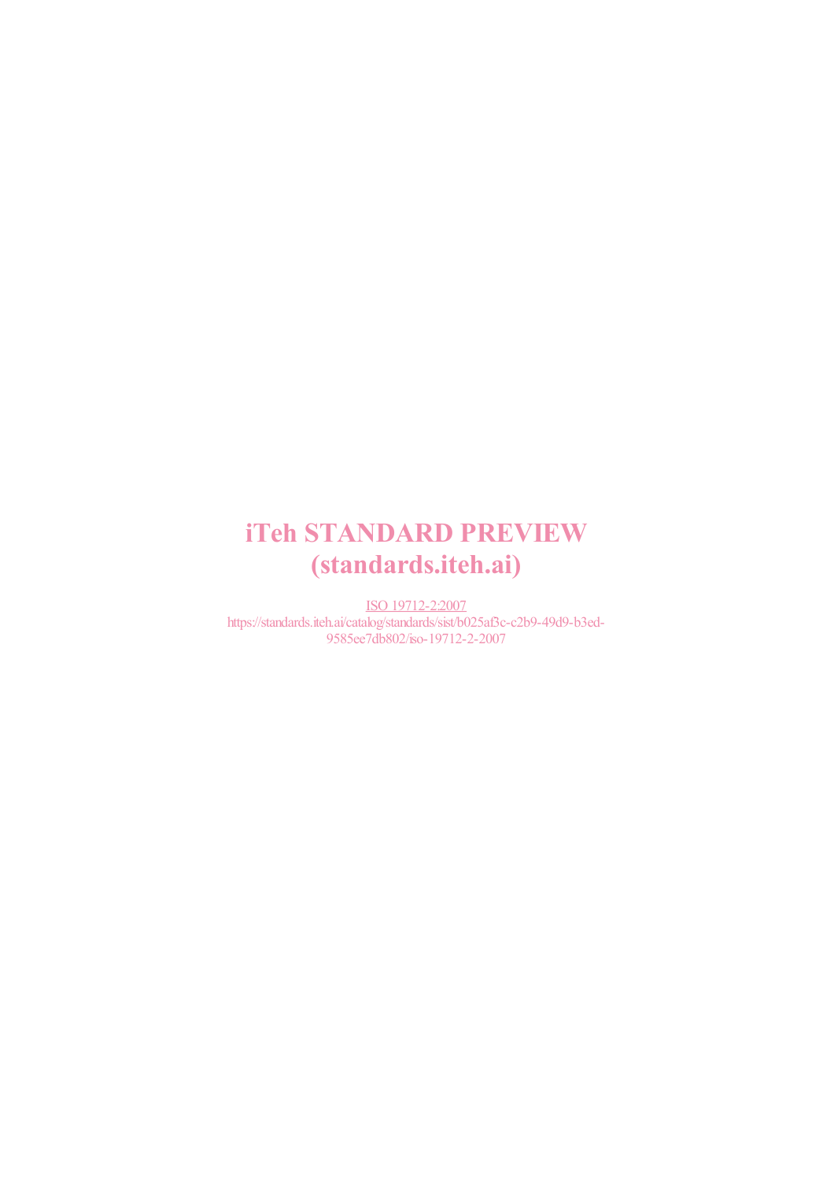# iTeh STANDARD PREVIEW
# (standards.iteh.ai)

ISO 19712-2:2007

https://standards.iteh.ai/catalog/standards/sist/b025af3c-c2b9-49d9-b3ed-9585ee7db802/iso-19712-2-2007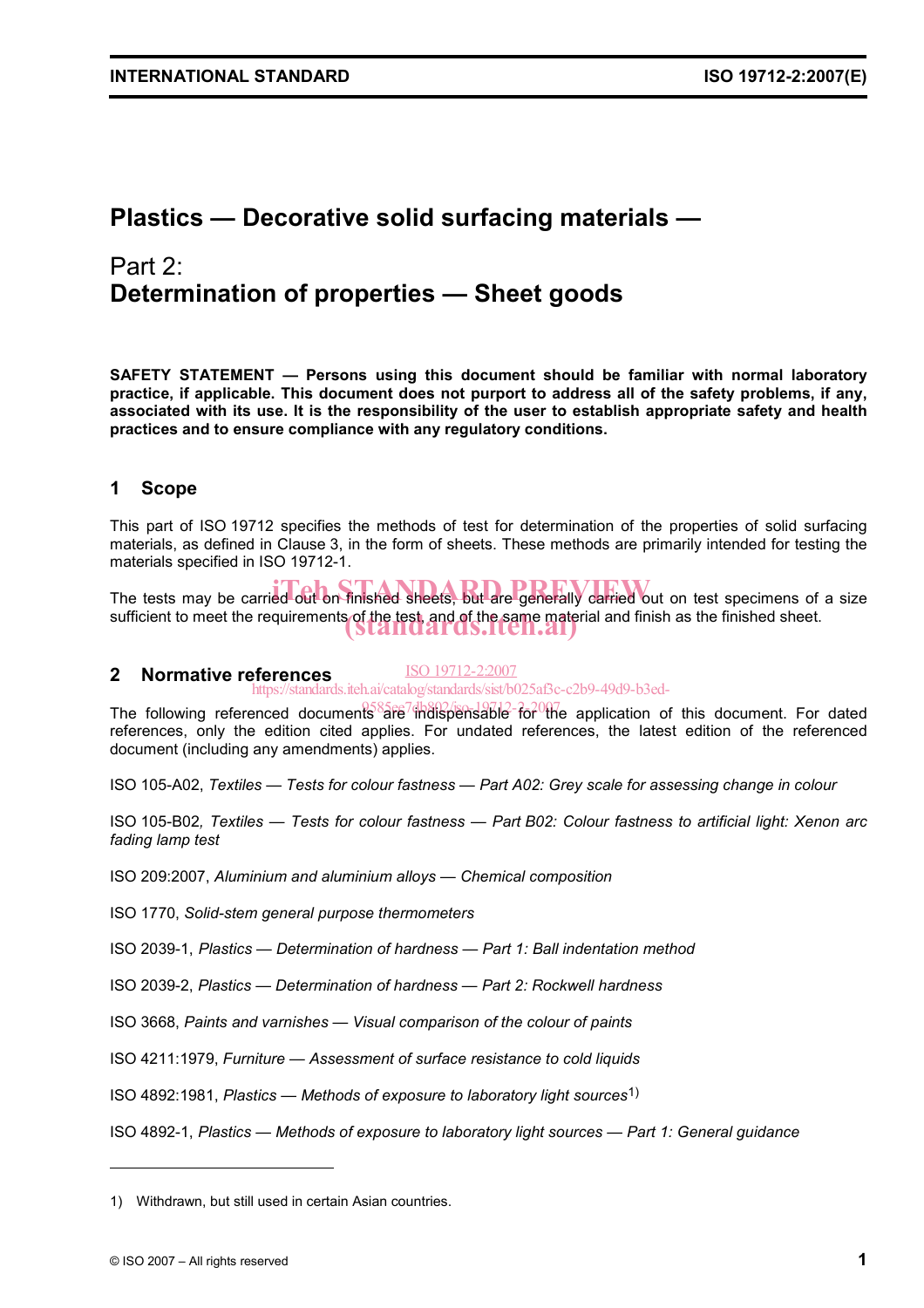# Plastics — Decorative solid surfacing materials —

## Part 2: Determination of properties — Sheet goods

**SAFETY STATEMENT — Persons using this document should be familiar with normal laboratory practice, if applicable. This document does not purport to address all of the safety problems, if any, associated with its use. It is the responsibility of the user to establish appropriate safety and health practices and to ensure compliance with any regulatory conditions.**

## 1 Scope

This part of ISO 19712 specifies the methods of test for determination of the properties of solid surfacing materials, as defined in Clause 3, in the form of sheets. These methods are primarily intended for testing the materials specified in ISO 19712-1.

The tests may be carried out on finished sheets, but are generally carried out on test specimens of a size sufficient to meet the requirements of the test, and of the same material and finish as the finished sheet.

## 2 Normative references

The following referenced documents are indispensable for the application of this document. For dated references, only the edition cited applies. For undated references, the latest edition of the referenced document (including any amendments) applies.

ISO 105-A02, *Textiles — Tests for colour fastness — Part A02: Grey scale for assessing change in colour*

ISO 105-B02, *Textiles — Tests for colour fastness — Part B02: Colour fastness to artificial light: Xenon arc fading lamp test*

ISO 209:2007, *Aluminium and aluminium alloys — Chemical composition*

ISO 1770, *Solid-stem general purpose thermometers*

ISO 2039-1, *Plastics — Determination of hardness — Part 1: Ball indentation method*

ISO 2039-2, *Plastics — Determination of hardness — Part 2: Rockwell hardness*

ISO 3668, *Paints and varnishes — Visual comparison of the colour of paints*

ISO 4211:1979, *Furniture — Assessment of surface resistance to cold liquids*

ISO 4892:1981, *Plastics — Methods of exposure to laboratory light sources*[1)]

ISO 4892-1, *Plastics — Methods of exposure to laboratory light sources — Part 1: General guidance*

1) Withdrawn, but still used in certain Asian countries.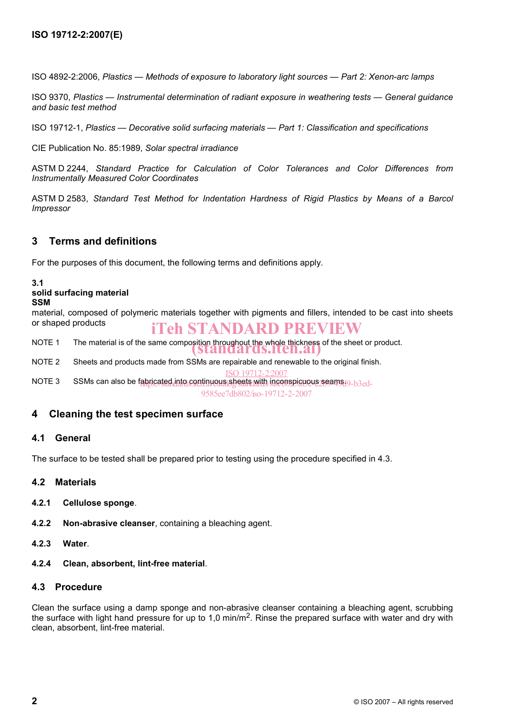ISO 4892-2:2006, *Plastics — Methods of exposure to laboratory light sources — Part 2: Xenon-arc lamps*

ISO 9370, *Plastics — Instrumental determination of radiant exposure in weathering tests — General guidance and basic test method*

ISO 19712-1, *Plastics — Decorative solid surfacing materials — Part 1: Classification and specifications*

CIE Publication No. 85:1989, *Solar spectral irradiance*

ASTM D 2244, *Standard Practice for Calculation of Color Tolerances and Color Differences from Instrumentally Measured Color Coordinates*

ASTM D 2583, *Standard Test Method for Indentation Hardness of Rigid Plastics by Means of a Barcol Impressor*

## 3 Terms and definitions

For the purposes of this document, the following terms and definitions apply.

**3.1**
**solid surfacing material**
**SSM**
material, composed of polymeric materials together with pigments and fillers, intended to be cast into sheets or shaped products

NOTE 1 The material is of the same composition throughout the whole thickness of the sheet or product.

NOTE 2 Sheets and products made from SSMs are repairable and renewable to the original finish.

NOTE 3 SSMs can also be fabricated into continuous sheets with inconspicuous seams.

## 4 Cleaning the test specimen surface

### 4.1 General

The surface to be tested shall be prepared prior to testing using the procedure specified in 4.3.

### 4.2 Materials

**4.2.1 Cellulose sponge**.

**4.2.2 Non-abrasive cleanser**, containing a bleaching agent.

**4.2.3 Water**.

**4.2.4 Clean, absorbent, lint-free material**.

### 4.3 Procedure

Clean the surface using a damp sponge and non-abrasive cleanser containing a bleaching agent, scrubbing the surface with light hand pressure for up to 1,0 min/m$^2$. Rinse the prepared surface with water and dry with clean, absorbent, lint-free material.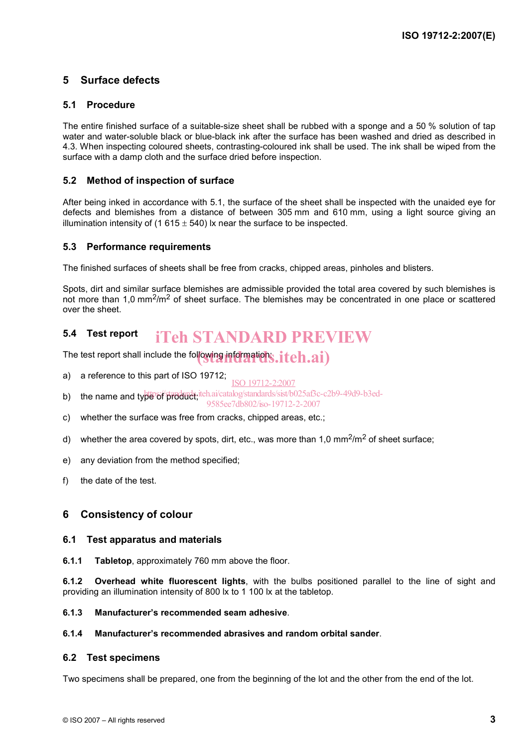## 5 Surface defects

### 5.1 Procedure

The entire finished surface of a suitable-size sheet shall be rubbed with a sponge and a 50 % solution of tap water and water-soluble black or blue-black ink after the surface has been washed and dried as described in 4.3. When inspecting coloured sheets, contrasting-coloured ink shall be used. The ink shall be wiped from the surface with a damp cloth and the surface dried before inspection.

### 5.2 Method of inspection of surface

After being inked in accordance with 5.1, the surface of the sheet shall be inspected with the unaided eye for defects and blemishes from a distance of between 305 mm and 610 mm, using a light source giving an illumination intensity of (1 615 ± 540) lx near the surface to be inspected.

### 5.3 Performance requirements

The finished surfaces of sheets shall be free from cracks, chipped areas, pinholes and blisters.

Spots, dirt and similar surface blemishes are admissible provided the total area covered by such blemishes is not more than 1,0 $mm^2/m^2$ of sheet surface. The blemishes may be concentrated in one place or scattered over the sheet.

### 5.4 Test report

The test report shall include the following information:

a) a reference to this part of ISO 19712;

b) the name and type of product;

c) whether the surface was free from cracks, chipped areas, etc.;

d) whether the area covered by spots, dirt, etc., was more than 1,0 $mm^2/m^2$ of sheet surface;

e) any deviation from the method specified;

f) the date of the test.

## 6 Consistency of colour

### 6.1 Test apparatus and materials

**6.1.1 Tabletop**, approximately 760 mm above the floor.

**6.1.2 Overhead white fluorescent lights**, with the bulbs positioned parallel to the line of sight and providing an illumination intensity of 800 lx to 1 100 lx at the tabletop.

**6.1.3 Manufacturer's recommended seam adhesive**.

**6.1.4 Manufacturer's recommended abrasives and random orbital sander**.

### 6.2 Test specimens

Two specimens shall be prepared, one from the beginning of the lot and the other from the end of the lot.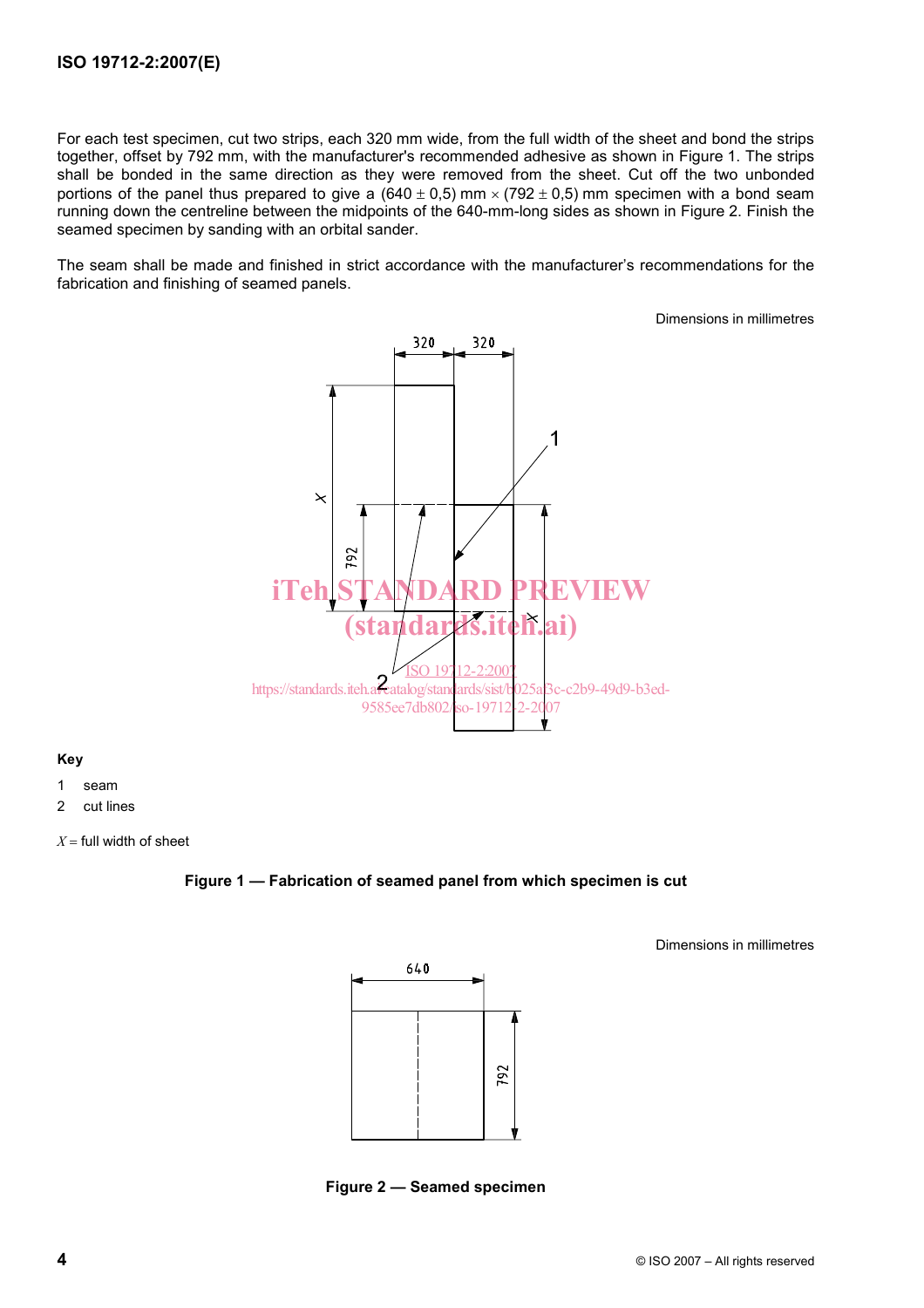For each test specimen, cut two strips, each 320 mm wide, from the full width of the sheet and bond the strips together, offset by 792 mm, with the manufacturer's recommended adhesive as shown in Figure 1. The strips shall be bonded in the same direction as they were removed from the sheet. Cut off the two unbonded portions of the panel thus prepared to give a (640 ± 0,5) mm × (792 ± 0,5) mm specimen with a bond seam running down the centreline between the midpoints of the 640-mm-long sides as shown in Figure 2. Finish the seamed specimen by sanding with an orbital sander.

The seam shall be made and finished in strict accordance with the manufacturer's recommendations for the fabrication and finishing of seamed panels.

Dimensions in millimetres

**Key**

1 seam

2 cut lines

$X$ = full width of sheet

**Figure 1 — Fabrication of seamed panel from which specimen is cut**

Dimensions in millimetres

**Figure 2 — Seamed specimen**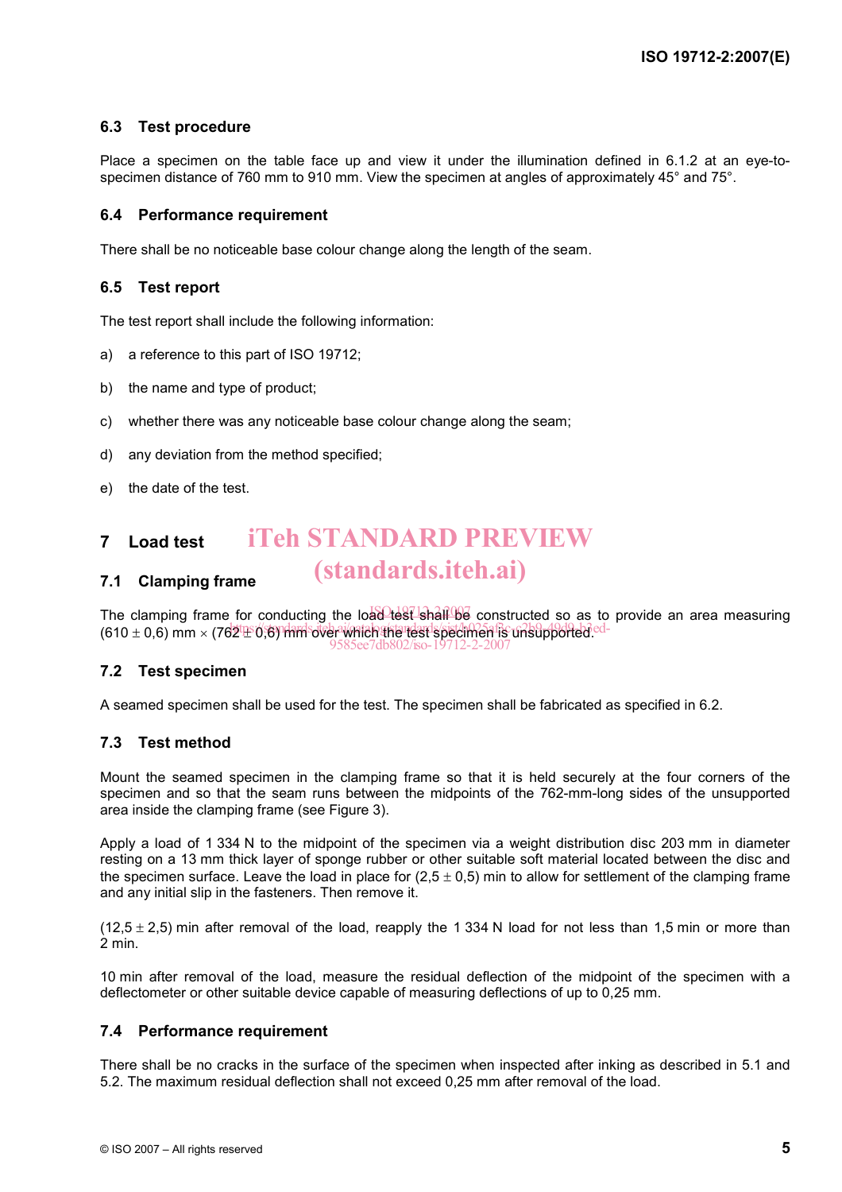### 6.3 Test procedure

Place a specimen on the table face up and view it under the illumination defined in 6.1.2 at an eye-to-specimen distance of 760 mm to 910 mm. View the specimen at angles of approximately 45° and 75°.

### 6.4 Performance requirement

There shall be no noticeable base colour change along the length of the seam.

### 6.5 Test report

The test report shall include the following information:

a) a reference to this part of ISO 19712;

b) the name and type of product;

c) whether there was any noticeable base colour change along the seam;

d) any deviation from the method specified;

e) the date of the test.

## 7 Load test

### 7.1 Clamping frame

The clamping frame for conducting the load test shall be constructed so as to provide an area measuring $(610 \pm 0{,}6)$ mm × $(762 \pm 0{,}6)$ mm over which the test specimen is unsupported.

### 7.2 Test specimen

A seamed specimen shall be used for the test. The specimen shall be fabricated as specified in 6.2.

### 7.3 Test method

Mount the seamed specimen in the clamping frame so that it is held securely at the four corners of the specimen and so that the seam runs between the midpoints of the 762-mm-long sides of the unsupported area inside the clamping frame (see Figure 3).

Apply a load of 1 334 N to the midpoint of the specimen via a weight distribution disc 203 mm in diameter resting on a 13 mm thick layer of sponge rubber or other suitable soft material located between the disc and the specimen surface. Leave the load in place for $(2{,}5 \pm 0{,}5)$ min to allow for settlement of the clamping frame and any initial slip in the fasteners. Then remove it.

$(12{,}5 \pm 2{,}5)$ min after removal of the load, reapply the 1 334 N load for not less than 1,5 min or more than 2 min.

10 min after removal of the load, measure the residual deflection of the midpoint of the specimen with a deflectometer or other suitable device capable of measuring deflections of up to 0,25 mm.

### 7.4 Performance requirement

There shall be no cracks in the surface of the specimen when inspected after inking as described in 5.1 and 5.2. The maximum residual deflection shall not exceed 0,25 mm after removal of the load.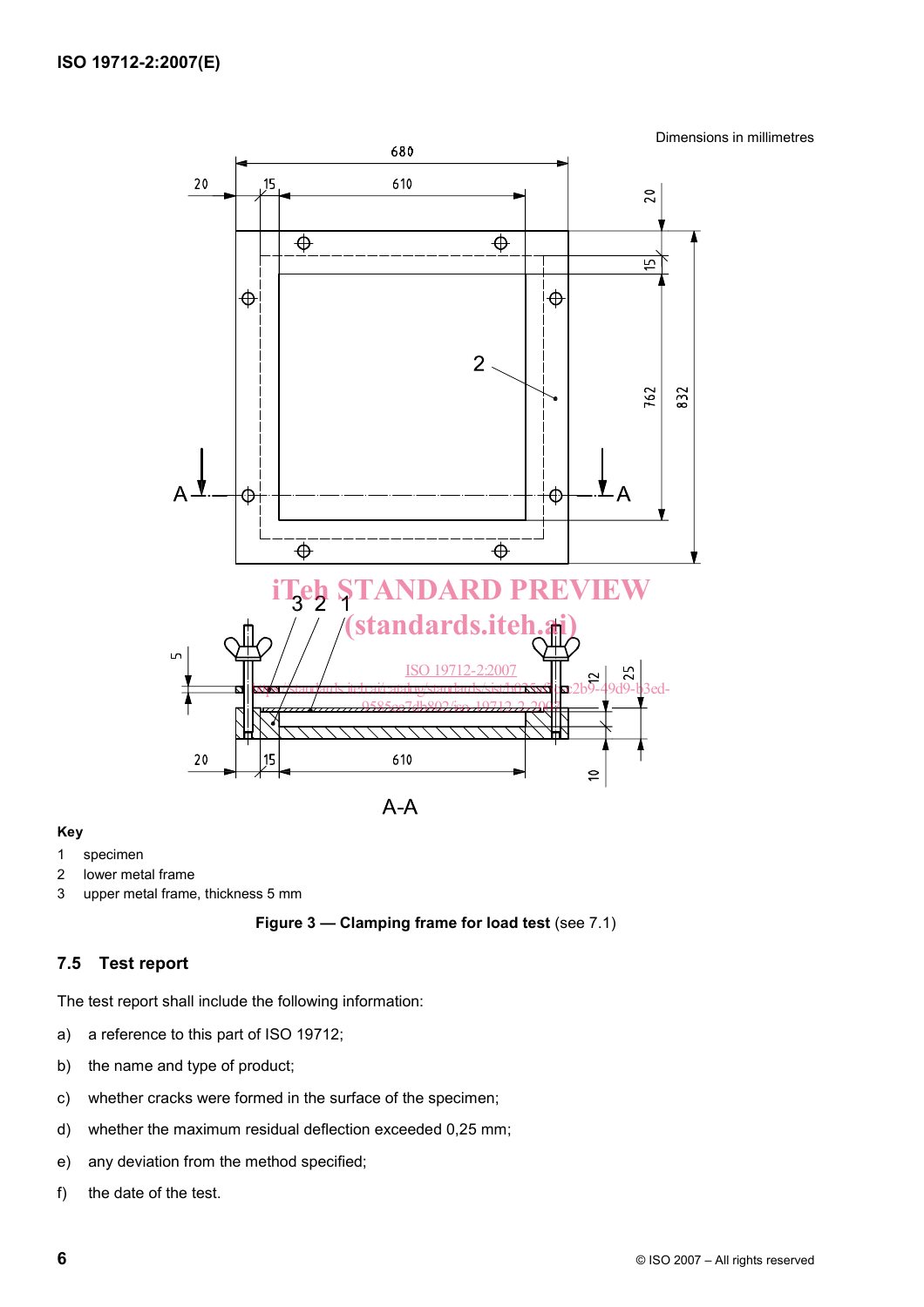Dimensions in millimetres

**Key**

1 specimen

2 lower metal frame

3 upper metal frame, thickness 5 mm

**Figure 3 — Clamping frame for load test** (see 7.1)

## 7.5 Test report

The test report shall include the following information:

a) a reference to this part of ISO 19712;

b) the name and type of product;

c) whether cracks were formed in the surface of the specimen;

d) whether the maximum residual deflection exceeded 0,25 mm;

e) any deviation from the method specified;

f) the date of the test.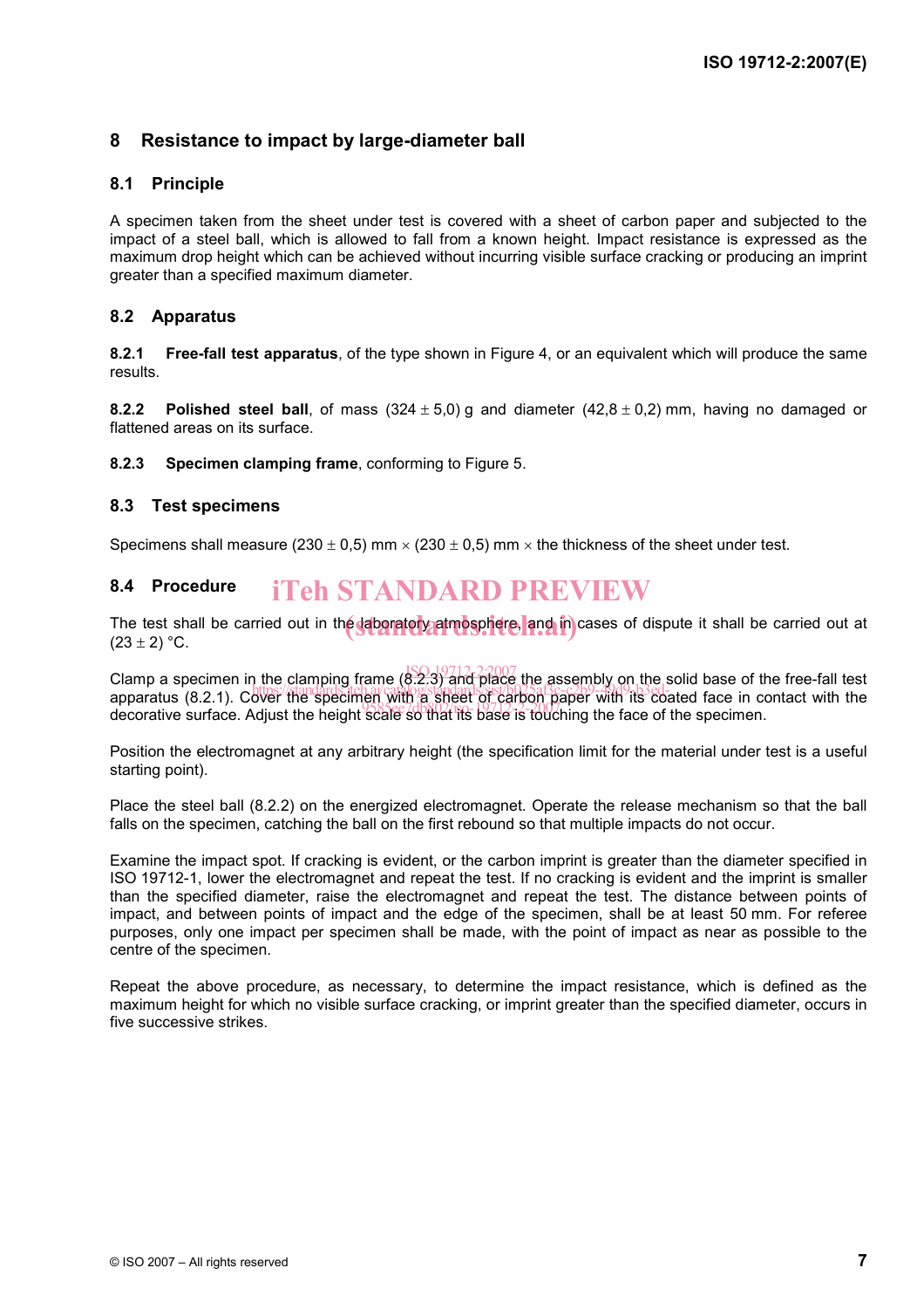## 8 Resistance to impact by large-diameter ball

### 8.1 Principle

A specimen taken from the sheet under test is covered with a sheet of carbon paper and subjected to the impact of a steel ball, which is allowed to fall from a known height. Impact resistance is expressed as the maximum drop height which can be achieved without incurring visible surface cracking or producing an imprint greater than a specified maximum diameter.

### 8.2 Apparatus

**8.2.1 Free-fall test apparatus**, of the type shown in Figure 4, or an equivalent which will produce the same results.

**8.2.2 Polished steel ball**, of mass (324 ± 5,0) g and diameter (42,8 ± 0,2) mm, having no damaged or flattened areas on its surface.

**8.2.3 Specimen clamping frame**, conforming to Figure 5.

### 8.3 Test specimens

Specimens shall measure (230 ± 0,5) mm × (230 ± 0,5) mm × the thickness of the sheet under test.

### 8.4 Procedure

The test shall be carried out in the laboratory atmosphere, and in cases of dispute it shall be carried out at (23 ± 2) °C.

Clamp a specimen in the clamping frame (8.2.3) and place the assembly on the solid base of the free-fall test apparatus (8.2.1). Cover the specimen with a sheet of carbon paper with its coated face in contact with the decorative surface. Adjust the height scale so that its base is touching the face of the specimen.

Position the electromagnet at any arbitrary height (the specification limit for the material under test is a useful starting point).

Place the steel ball (8.2.2) on the energized electromagnet. Operate the release mechanism so that the ball falls on the specimen, catching the ball on the first rebound so that multiple impacts do not occur.

Examine the impact spot. If cracking is evident, or the carbon imprint is greater than the diameter specified in ISO 19712-1, lower the electromagnet and repeat the test. If no cracking is evident and the imprint is smaller than the specified diameter, raise the electromagnet and repeat the test. The distance between points of impact, and between points of impact and the edge of the specimen, shall be at least 50 mm. For referee purposes, only one impact per specimen shall be made, with the point of impact as near as possible to the centre of the specimen.

Repeat the above procedure, as necessary, to determine the impact resistance, which is defined as the maximum height for which no visible surface cracking, or imprint greater than the specified diameter, occurs in five successive strikes.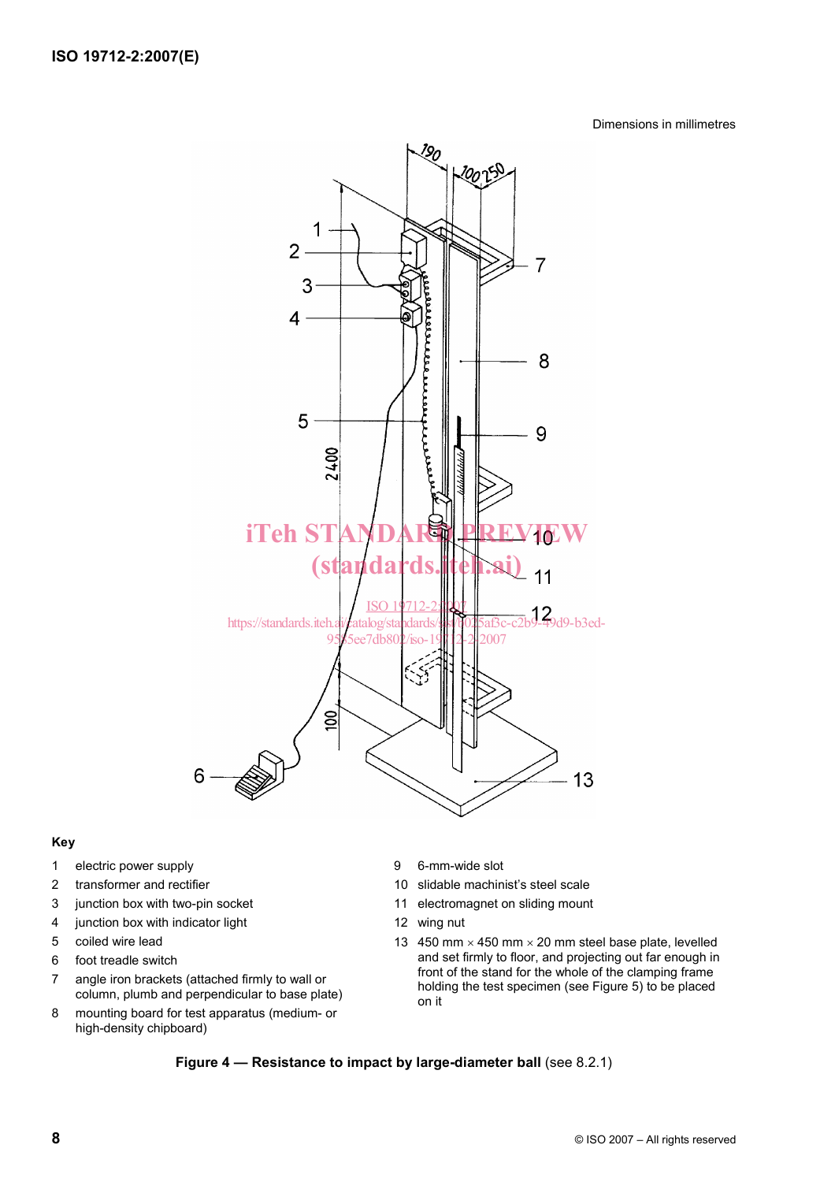Dimensions in millimetres

**Key**

1 electric power supply

2 transformer and rectifier

3 junction box with two-pin socket

4 junction box with indicator light

5 coiled wire lead

6 foot treadle switch

7 angle iron brackets (attached firmly to wall or column, plumb and perpendicular to base plate)

8 mounting board for test apparatus (medium- or high-density chipboard)

9 6-mm-wide slot

10 slidable machinist's steel scale

11 electromagnet on sliding mount

12 wing nut

13 450 mm × 450 mm × 20 mm steel base plate, levelled and set firmly to floor, and projecting out far enough in front of the stand for the whole of the clamping frame holding the test specimen (see Figure 5) to be placed on it

**Figure 4 — Resistance to impact by large-diameter ball** (see 8.2.1)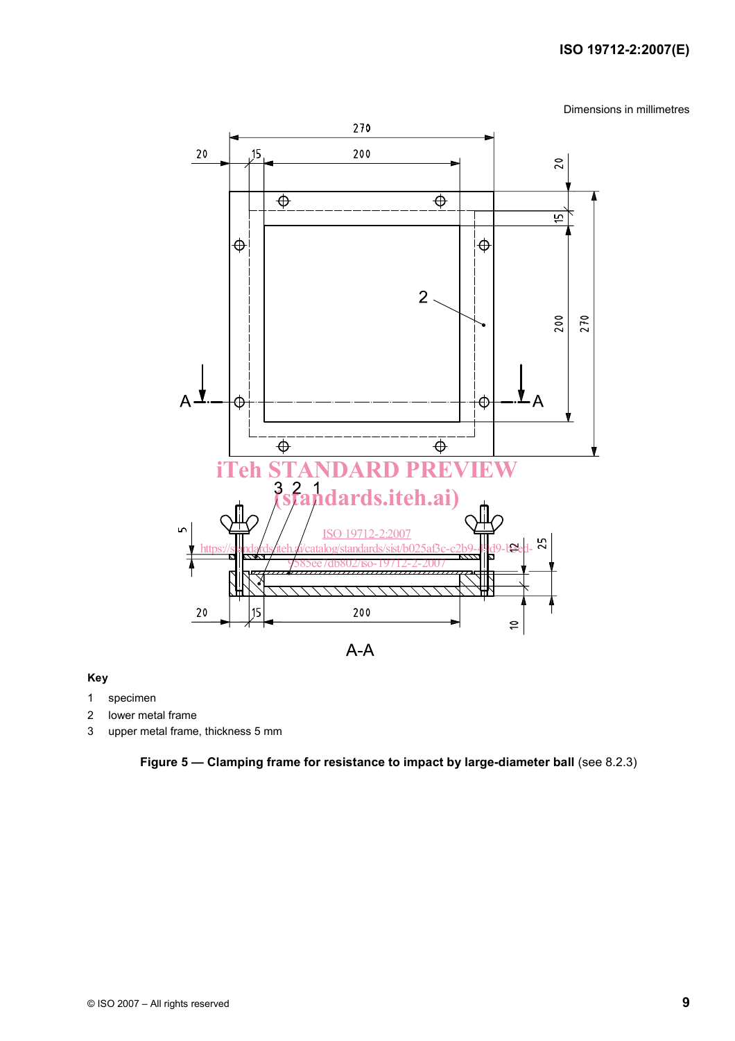Dimensions in millimetres

270

20 15 200

20

15

200 270

2

A A

3 2 1

5

25

12

20 15 200

10

A-A

**Key**

1 specimen

2 lower metal frame

3 upper metal frame, thickness 5 mm

**Figure 5 — Clamping frame for resistance to impact by large-diameter ball** (see 8.2.3)